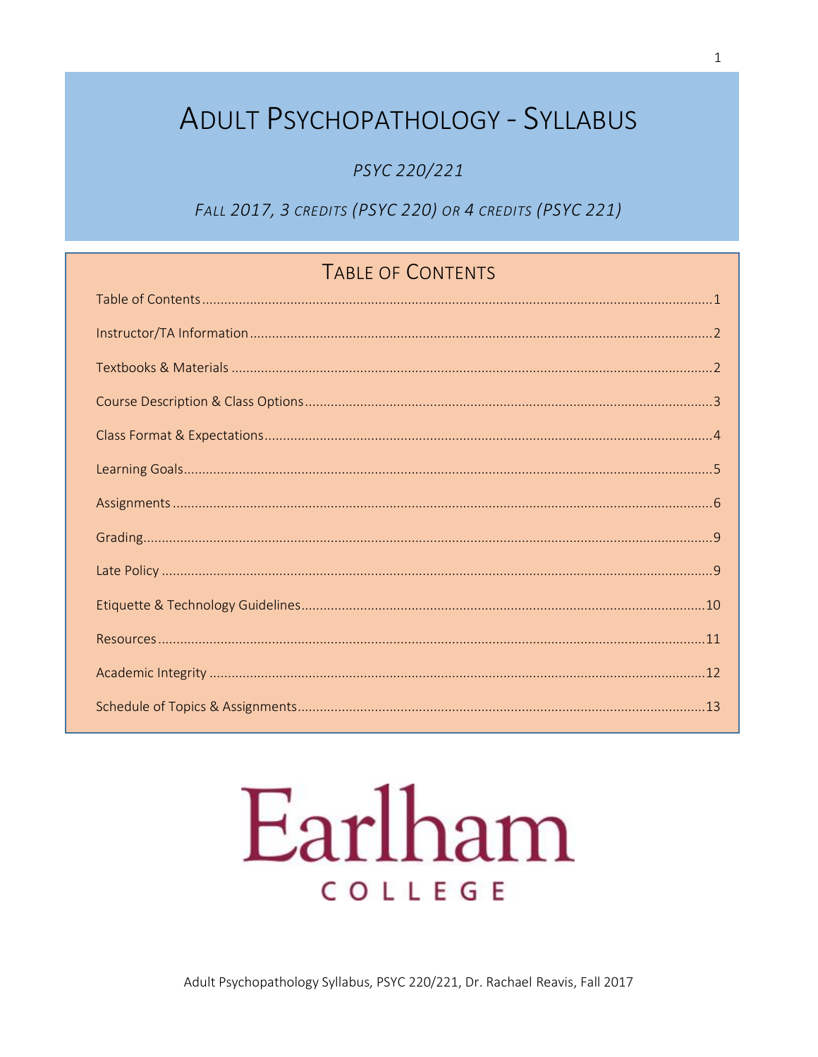# Adult Psychopathology - Syllabus

*PSYC 220/221*

*Fall 2017, 3 credits (PSYC 220) or 4 credits (PSYC 221)*

## Table of Contents

| Section | Page |
|---|---|
| Table of Contents | 1 |
| Instructor/TA Information | 2 |
| Textbooks & Materials | 2 |
| Course Description & Class Options | 3 |
| Class Format & Expectations | 4 |
| Learning Goals | 5 |
| Assignments | 6 |
| Grading | 9 |
| Late Policy | 9 |
| Etiquette & Technology Guidelines | 10 |
| Resources | 11 |
| Academic Integrity | 12 |
| Schedule of Topics & Assignments | 13 |

Earlham College

Adult Psychopathology Syllabus, PSYC 220/221, Dr. Rachael Reavis, Fall 2017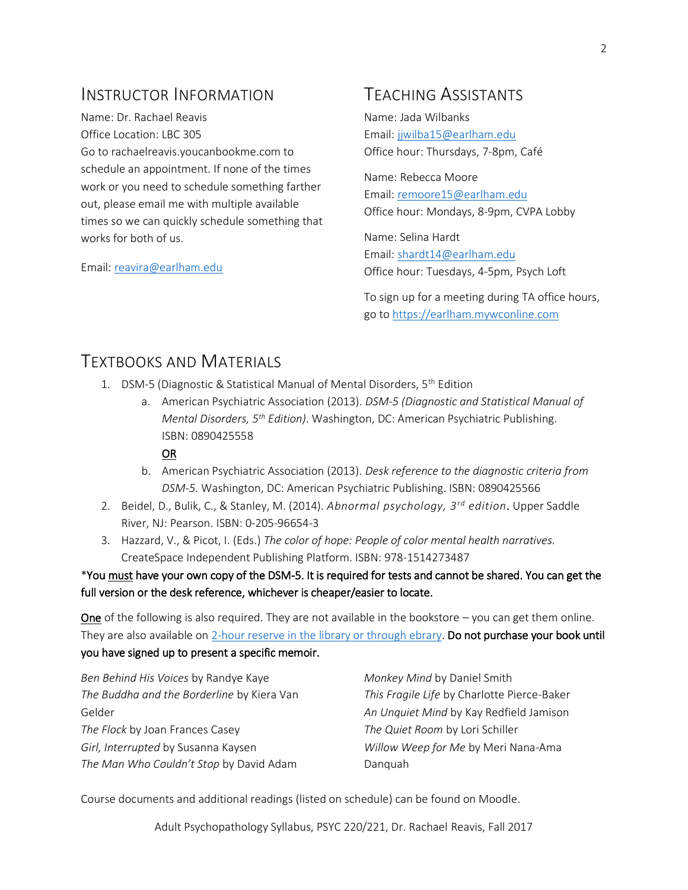## Instructor Information

Name: Dr. Rachael Reavis
Office Location: LBC 305
Go to rachaelreavis.youcanbookme.com to schedule an appointment. If none of the times work or you need to schedule something farther out, please email me with multiple available times so we can quickly schedule something that works for both of us.

Email: reavira@earlham.edu

## Teaching Assistants

Name: Jada Wilbanks
Email: jjwilba15@earlham.edu
Office hour: Thursdays, 7-8pm, Café

Name: Rebecca Moore
Email: remoore15@earlham.edu
Office hour: Mondays, 8-9pm, CVPA Lobby

Name: Selina Hardt
Email: shardt14@earlham.edu
Office hour: Tuesdays, 4-5pm, Psych Loft

To sign up for a meeting during TA office hours, go to https://earlham.mywconline.com

## Textbooks and Materials

1. DSM-5 (Diagnostic & Statistical Manual of Mental Disorders, 5th Edition
   a. American Psychiatric Association (2013). *DSM-5 (Diagnostic and Statistical Manual of Mental Disorders, 5th Edition)*. Washington, DC: American Psychiatric Publishing. ISBN: 0890425558
      <u>OR</u>
   b. American Psychiatric Association (2013). *Desk reference to the diagnostic criteria from DSM-5*. Washington, DC: American Psychiatric Publishing. ISBN: 0890425566
2. Beidel, D., Bulik, C., & Stanley, M. (2014). *Abnormal psychology, 3rd edition*. Upper Saddle River, NJ: Pearson. ISBN: 0-205-96654-3
3. Hazzard, V., & Picot, I. (Eds.) *The color of hope: People of color mental health narratives.* CreateSpace Independent Publishing Platform. ISBN: 978-1514273487

*You <u>must</u> have your own copy of the DSM-5. It is required for tests and cannot be shared. You can get the full version or the desk reference, whichever is cheaper/easier to locate.

<u>One</u> of the following is also required. They are not available in the bookstore – you can get them online. They are also available on 2-hour reserve in the library or through ebrary. **Do not purchase your book until you have signed up to present a specific memoir.**

*Ben Behind His Voices* by Randye Kaye
*The Buddha and the Borderline* by Kiera Van Gelder
*The Flock* by Joan Frances Casey
*Girl, Interrupted* by Susanna Kaysen
*The Man Who Couldn't Stop* by David Adam
*Monkey Mind* by Daniel Smith
*This Fragile Life* by Charlotte Pierce-Baker
*An Unquiet Mind* by Kay Redfield Jamison
*The Quiet Room* by Lori Schiller
*Willow Weep for Me* by Meri Nana-Ama Danquah

Course documents and additional readings (listed on schedule) can be found on Moodle.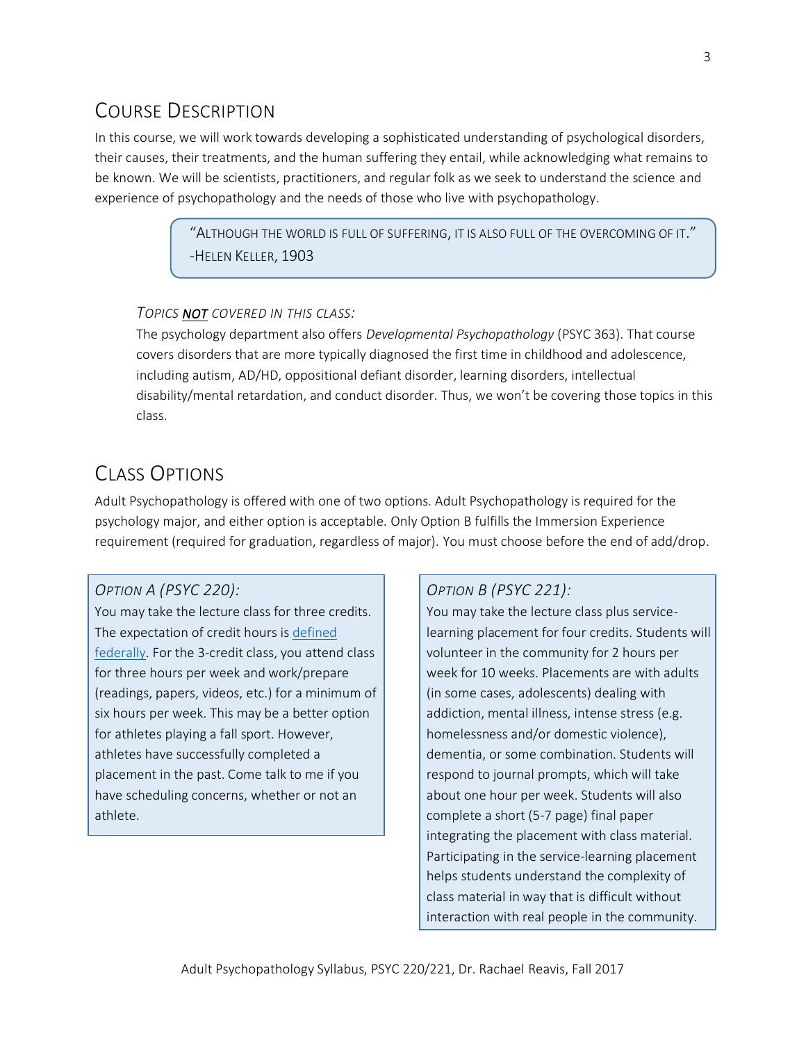## Course Description

In this course, we will work towards developing a sophisticated understanding of psychological disorders, their causes, their treatments, and the human suffering they entail, while acknowledging what remains to be known. We will be scientists, practitioners, and regular folk as we seek to understand the science and experience of psychopathology and the needs of those who live with psychopathology.

> "Although the world is full of suffering, it is also full of the overcoming of it."
> -Helen Keller, 1903

### *Topics **NOT** covered in this class:*

The psychology department also offers *Developmental Psychopathology* (PSYC 363). That course covers disorders that are more typically diagnosed the first time in childhood and adolescence, including autism, AD/HD, oppositional defiant disorder, learning disorders, intellectual disability/mental retardation, and conduct disorder. Thus, we won't be covering those topics in this class.

## Class Options

Adult Psychopathology is offered with one of two options. Adult Psychopathology is required for the psychology major, and either option is acceptable. Only Option B fulfills the Immersion Experience requirement (required for graduation, regardless of major). You must choose before the end of add/drop.

### *Option A (PSYC 220):*

You may take the lecture class for three credits. The expectation of credit hours is defined federally. For the 3-credit class, you attend class for three hours per week and work/prepare (readings, papers, videos, etc.) for a minimum of six hours per week. This may be a better option for athletes playing a fall sport. However, athletes have successfully completed a placement in the past. Come talk to me if you have scheduling concerns, whether or not an athlete.

### *Option B (PSYC 221):*

You may take the lecture class plus service-learning placement for four credits. Students will volunteer in the community for 2 hours per week for 10 weeks. Placements are with adults (in some cases, adolescents) dealing with addiction, mental illness, intense stress (e.g. homelessness and/or domestic violence), dementia, or some combination. Students will respond to journal prompts, which will take about one hour per week. Students will also complete a short (5-7 page) final paper integrating the placement with class material. Participating in the service-learning placement helps students understand the complexity of class material in way that is difficult without interaction with real people in the community.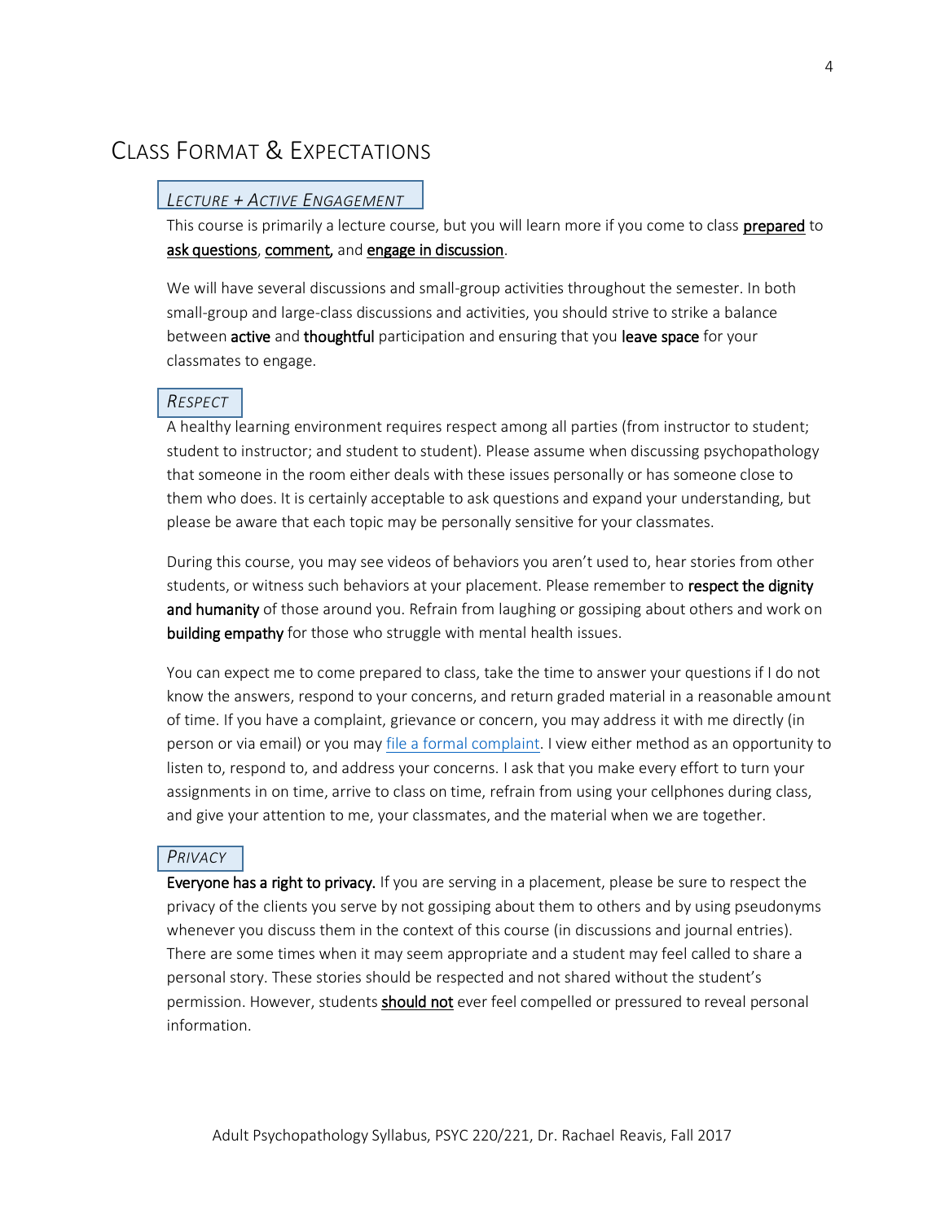# Class Format & Expectations

### *Lecture + Active Engagement*

This course is primarily a lecture course, but you will learn more if you come to class **prepared** to **ask questions**, **comment,** and **engage in discussion**.

We will have several discussions and small-group activities throughout the semester. In both small-group and large-class discussions and activities, you should strive to strike a balance between **active** and **thoughtful** participation and ensuring that you **leave space** for your classmates to engage.

### *Respect*

A healthy learning environment requires respect among all parties (from instructor to student; student to instructor; and student to student). Please assume when discussing psychopathology that someone in the room either deals with these issues personally or has someone close to them who does. It is certainly acceptable to ask questions and expand your understanding, but please be aware that each topic may be personally sensitive for your classmates.

During this course, you may see videos of behaviors you aren't used to, hear stories from other students, or witness such behaviors at your placement. Please remember to **respect the dignity and humanity** of those around you. Refrain from laughing or gossiping about others and work on **building empathy** for those who struggle with mental health issues.

You can expect me to come prepared to class, take the time to answer your questions if I do not know the answers, respond to your concerns, and return graded material in a reasonable amount of time. If you have a complaint, grievance or concern, you may address it with me directly (in person or via email) or you may file a formal complaint. I view either method as an opportunity to listen to, respond to, and address your concerns. I ask that you make every effort to turn your assignments in on time, arrive to class on time, refrain from using your cellphones during class, and give your attention to me, your classmates, and the material when we are together.

### *Privacy*

**Everyone has a right to privacy.** If you are serving in a placement, please be sure to respect the privacy of the clients you serve by not gossiping about them to others and by using pseudonyms whenever you discuss them in the context of this course (in discussions and journal entries). There are some times when it may seem appropriate and a student may feel called to share a personal story. These stories should be respected and not shared without the student's permission. However, students **should not** ever feel compelled or pressured to reveal personal information.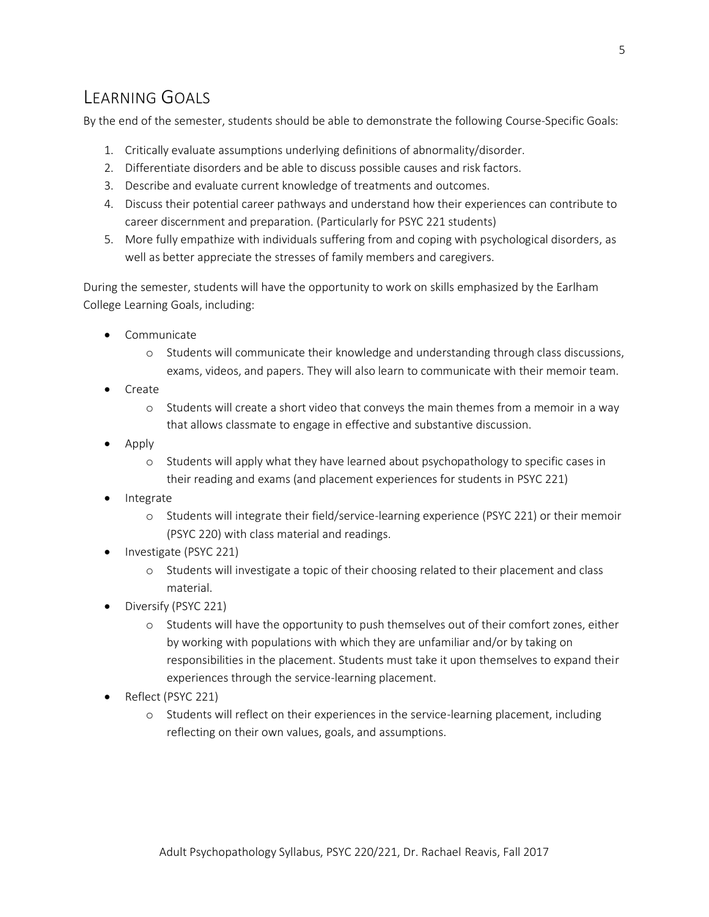## Learning Goals

By the end of the semester, students should be able to demonstrate the following Course-Specific Goals:

1. Critically evaluate assumptions underlying definitions of abnormality/disorder.
2. Differentiate disorders and be able to discuss possible causes and risk factors.
3. Describe and evaluate current knowledge of treatments and outcomes.
4. Discuss their potential career pathways and understand how their experiences can contribute to career discernment and preparation. (Particularly for PSYC 221 students)
5. More fully empathize with individuals suffering from and coping with psychological disorders, as well as better appreciate the stresses of family members and caregivers.

During the semester, students will have the opportunity to work on skills emphasized by the Earlham College Learning Goals, including:

- Communicate
  - Students will communicate their knowledge and understanding through class discussions, exams, videos, and papers. They will also learn to communicate with their memoir team.
- Create
  - Students will create a short video that conveys the main themes from a memoir in a way that allows classmate to engage in effective and substantive discussion.
- Apply
  - Students will apply what they have learned about psychopathology to specific cases in their reading and exams (and placement experiences for students in PSYC 221)
- Integrate
  - Students will integrate their field/service-learning experience (PSYC 221) or their memoir (PSYC 220) with class material and readings.
- Investigate (PSYC 221)
  - Students will investigate a topic of their choosing related to their placement and class material.
- Diversify (PSYC 221)
  - Students will have the opportunity to push themselves out of their comfort zones, either by working with populations with which they are unfamiliar and/or by taking on responsibilities in the placement. Students must take it upon themselves to expand their experiences through the service-learning placement.
- Reflect (PSYC 221)
  - Students will reflect on their experiences in the service-learning placement, including reflecting on their own values, goals, and assumptions.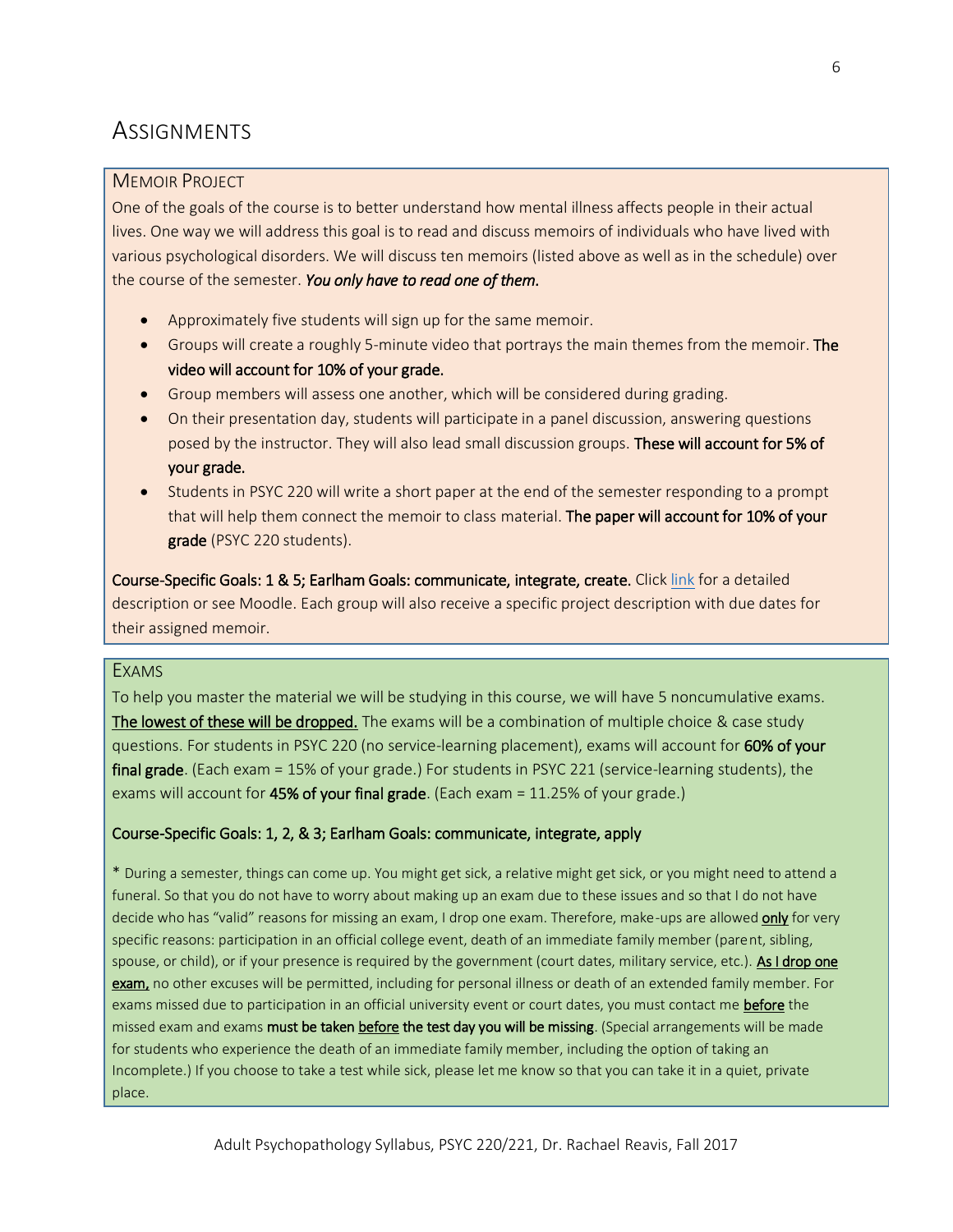# Assignments

## Memoir Project

One of the goals of the course is to better understand how mental illness affects people in their actual lives. One way we will address this goal is to read and discuss memoirs of individuals who have lived with various psychological disorders. We will discuss ten memoirs (listed above as well as in the schedule) over the course of the semester. ***You only have to read one of them.***

- Approximately five students will sign up for the same memoir.
- Groups will create a roughly 5-minute video that portrays the main themes from the memoir. **The video will account for 10% of your grade.**
- Group members will assess one another, which will be considered during grading.
- On their presentation day, students will participate in a panel discussion, answering questions posed by the instructor. They will also lead small discussion groups. **These will account for 5% of your grade.**
- Students in PSYC 220 will write a short paper at the end of the semester responding to a prompt that will help them connect the memoir to class material. **The paper will account for 10% of your grade** (PSYC 220 students).

**Course-Specific Goals: 1 & 5; Earlham Goals: communicate, integrate, create.** Click link for a detailed description or see Moodle. Each group will also receive a specific project description with due dates for their assigned memoir.

## Exams

To help you master the material we will be studying in this course, we will have 5 noncumulative exams. <u>The lowest of these will be dropped.</u> The exams will be a combination of multiple choice & case study questions. For students in PSYC 220 (no service-learning placement), exams will account for **60% of your final grade**. (Each exam = 15% of your grade.) For students in PSYC 221 (service-learning students), the exams will account for **45% of your final grade**. (Each exam = 11.25% of your grade.)

**Course-Specific Goals: 1, 2, & 3; Earlham Goals: communicate, integrate, apply**

* During a semester, things can come up. You might get sick, a relative might get sick, or you might need to attend a funeral. So that you do not have to worry about making up an exam due to these issues and so that I do not have decide who has "valid" reasons for missing an exam, I drop one exam. Therefore, make-ups are allowed <u>only</u> for very specific reasons: participation in an official college event, death of an immediate family member (parent, sibling, spouse, or child), or if your presence is required by the government (court dates, military service, etc.). <u>As I drop one exam,</u> no other excuses will be permitted, including for personal illness or death of an extended family member. For exams missed due to participation in an official university event or court dates, you must contact me <u>**before**</u> the missed exam and exams **must be taken <u>before</u> the test day you will be missing**. (Special arrangements will be made for students who experience the death of an immediate family member, including the option of taking an Incomplete.) If you choose to take a test while sick, please let me know so that you can take it in a quiet, private place.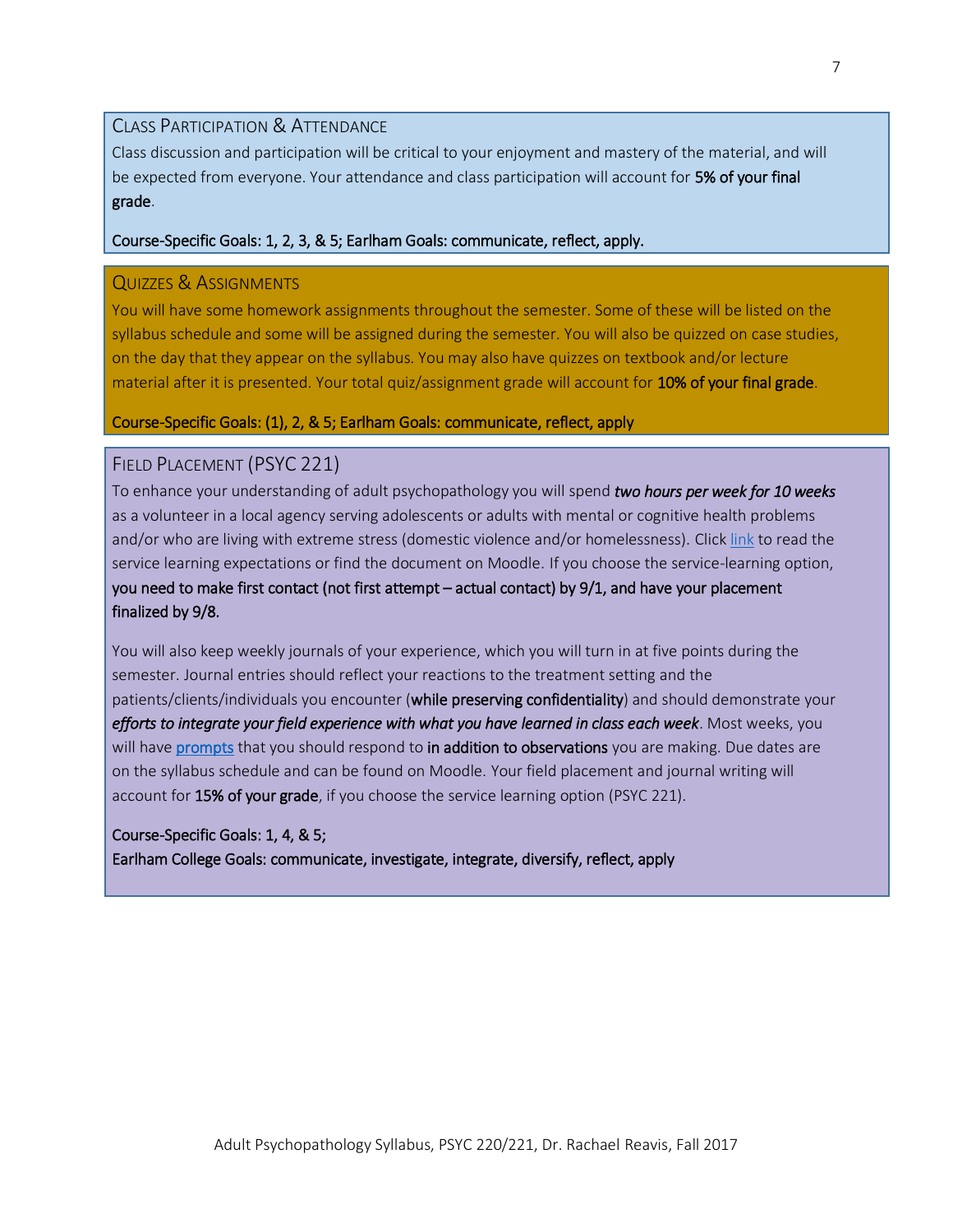## Class Participation & Attendance

Class discussion and participation will be critical to your enjoyment and mastery of the material, and will be expected from everyone. Your attendance and class participation will account for **5% of your final grade**.

**Course-Specific Goals: 1, 2, 3, & 5; Earlham Goals: communicate, reflect, apply.**

## Quizzes & Assignments

You will have some homework assignments throughout the semester. Some of these will be listed on the syllabus schedule and some will be assigned during the semester. You will also be quizzed on case studies, on the day that they appear on the syllabus. You may also have quizzes on textbook and/or lecture material after it is presented. Your total quiz/assignment grade will account for **10% of your final grade**.

**Course-Specific Goals: (1), 2, & 5; Earlham Goals: communicate, reflect, apply**

## Field Placement (PSYC 221)

To enhance your understanding of adult psychopathology you will spend ***two hours per week for 10 weeks*** as a volunteer in a local agency serving adolescents or adults with mental or cognitive health problems and/or who are living with extreme stress (domestic violence and/or homelessness). Click link to read the service learning expectations or find the document on Moodle. If you choose the service-learning option, **you need to make first contact (not first attempt – actual contact) by 9/1, and have your placement finalized by 9/8.**

You will also keep weekly journals of your experience, which you will turn in at five points during the semester. Journal entries should reflect your reactions to the treatment setting and the patients/clients/individuals you encounter (**while preserving confidentiality**) and should demonstrate your ***efforts to integrate your field experience with what you have learned in class each week***. Most weeks, you will have **prompts** that you should respond to **in addition to observations** you are making. Due dates are on the syllabus schedule and can be found on Moodle. Your field placement and journal writing will account for **15% of your grade**, if you choose the service learning option (PSYC 221).

**Course-Specific Goals: 1, 4, & 5;**
**Earlham College Goals: communicate, investigate, integrate, diversify, reflect, apply**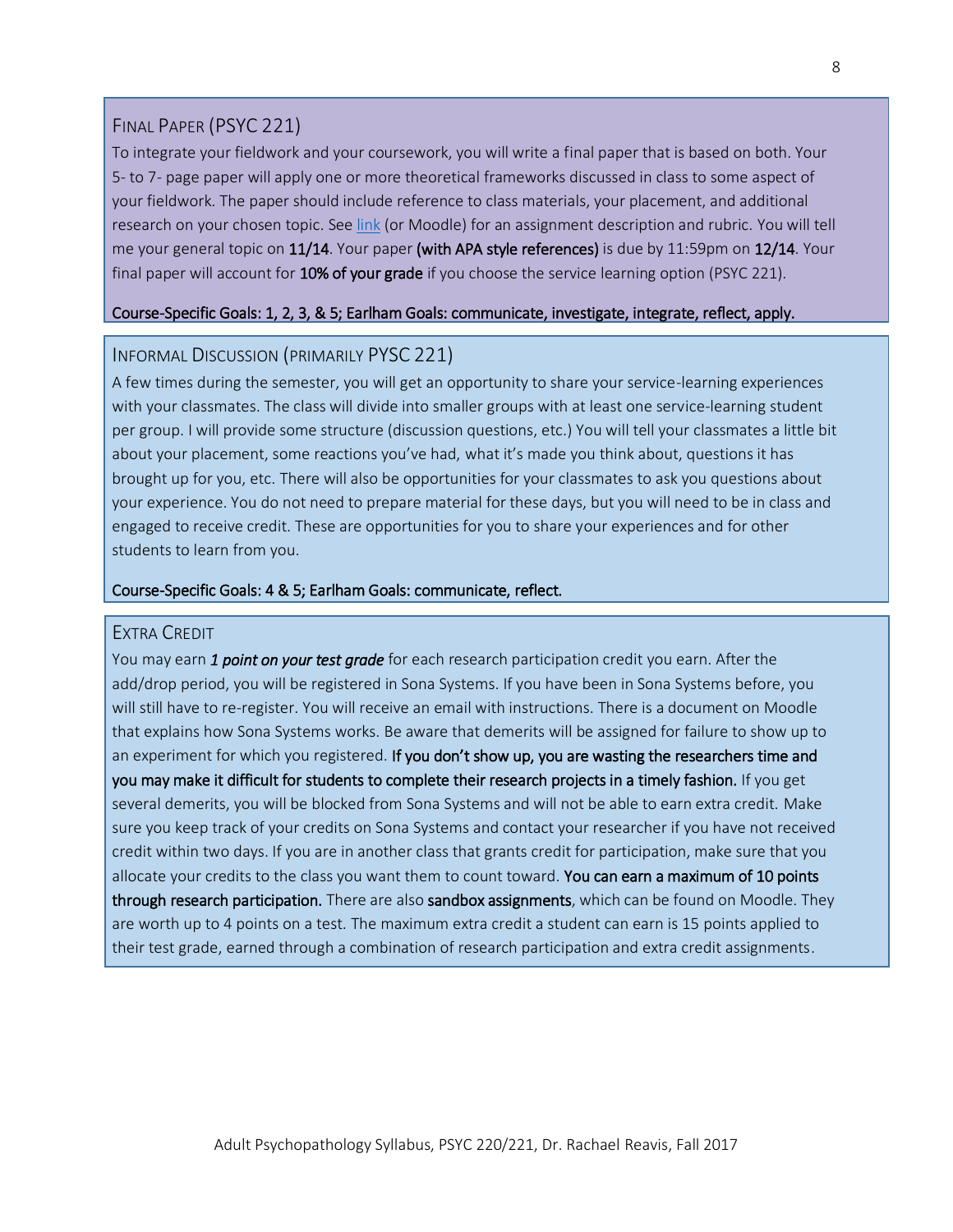## Final Paper (PSYC 221)

To integrate your fieldwork and your coursework, you will write a final paper that is based on both. Your 5- to 7- page paper will apply one or more theoretical frameworks discussed in class to some aspect of your fieldwork. The paper should include reference to class materials, your placement, and additional research on your chosen topic. See link (or Moodle) for an assignment description and rubric. You will tell me your general topic on **11/14**. Your paper **(with APA style references)** is due by 11:59pm on **12/14**. Your final paper will account for **10% of your grade** if you choose the service learning option (PSYC 221).

**Course-Specific Goals: 1, 2, 3, & 5; Earlham Goals: communicate, investigate, integrate, reflect, apply.**

## Informal Discussion (primarily PYSC 221)

A few times during the semester, you will get an opportunity to share your service-learning experiences with your classmates. The class will divide into smaller groups with at least one service-learning student per group. I will provide some structure (discussion questions, etc.) You will tell your classmates a little bit about your placement, some reactions you've had, what it's made you think about, questions it has brought up for you, etc. There will also be opportunities for your classmates to ask you questions about your experience. You do not need to prepare material for these days, but you will need to be in class and engaged to receive credit. These are opportunities for you to share your experiences and for other students to learn from you.

**Course-Specific Goals: 4 & 5; Earlham Goals: communicate, reflect.**

## Extra Credit

You may earn ***1 point on your test grade*** for each research participation credit you earn. After the add/drop period, you will be registered in Sona Systems. If you have been in Sona Systems before, you will still have to re-register. You will receive an email with instructions. There is a document on Moodle that explains how Sona Systems works. Be aware that demerits will be assigned for failure to show up to an experiment for which you registered. **If you don't show up, you are wasting the researchers time and you may make it difficult for students to complete their research projects in a timely fashion.** If you get several demerits, you will be blocked from Sona Systems and will not be able to earn extra credit. Make sure you keep track of your credits on Sona Systems and contact your researcher if you have not received credit within two days. If you are in another class that grants credit for participation, make sure that you allocate your credits to the class you want them to count toward. **You can earn a maximum of 10 points through research participation.** There are also **sandbox assignments**, which can be found on Moodle. They are worth up to 4 points on a test. The maximum extra credit a student can earn is 15 points applied to their test grade, earned through a combination of research participation and extra credit assignments.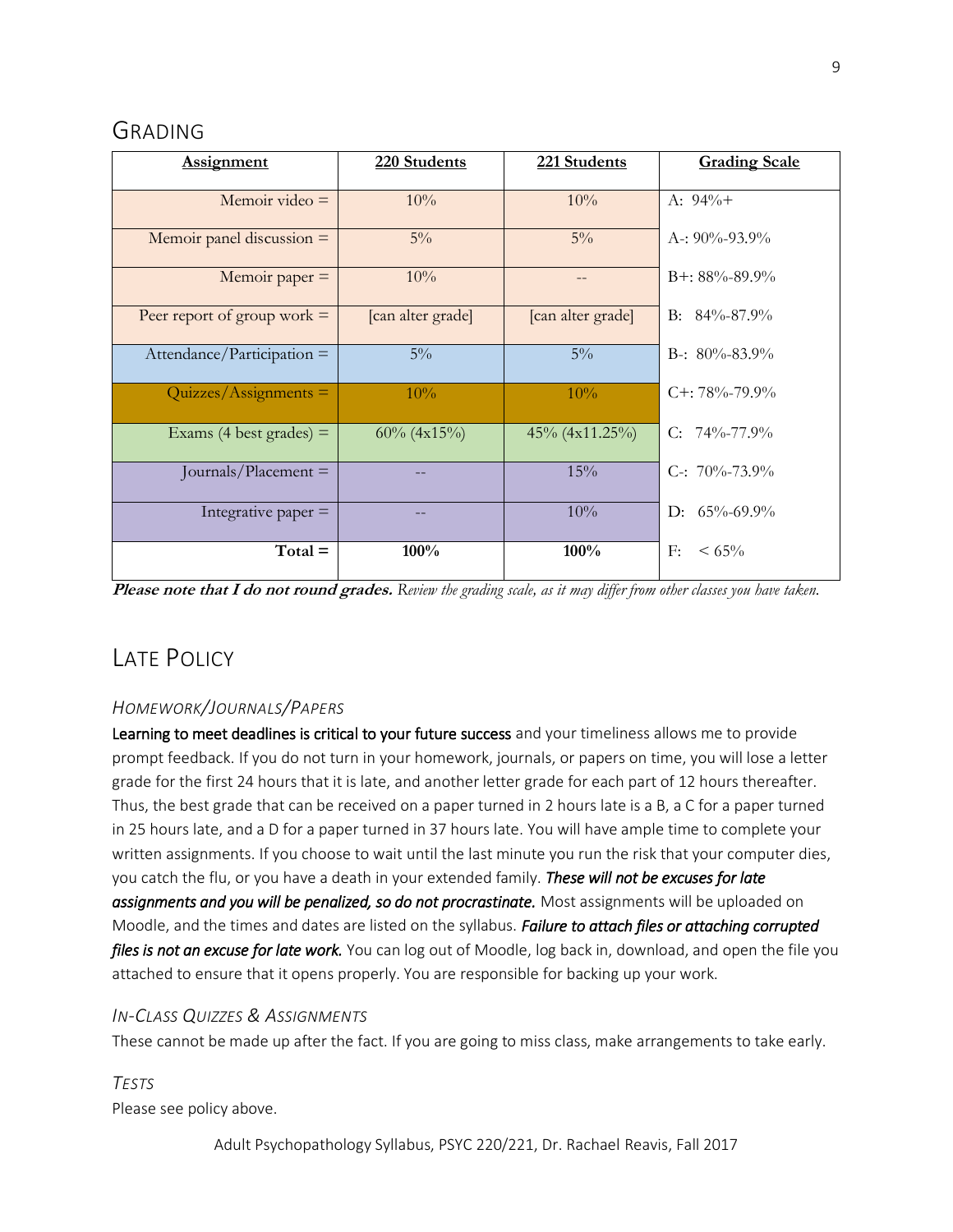## GRADING

| Assignment | 220 Students | 221 Students | Grading Scale |
|---|---|---|---|
| Memoir video = | 10% | 10% | A: 94%+ |
| Memoir panel discussion = | 5% | 5% | A-: 90%-93.9% |
| Memoir paper = | 10% | -- | B+: 88%-89.9% |
| Peer report of group work = | [can alter grade] | [can alter grade] | B: 84%-87.9% |
| Attendance/Participation = | 5% | 5% | B-: 80%-83.9% |
| Quizzes/Assignments = | 10% | 10% | C+: 78%-79.9% |
| Exams (4 best grades) = | 60% (4x15%) | 45% (4x11.25%) | C: 74%-77.9% |
| Journals/Placement = | -- | 15% | C-: 70%-73.9% |
| Integrative paper = | -- | 10% | D: 65%-69.9% |
| **Total =** | **100%** | **100%** | F: < 65% |

***Please note that I do not round grades.*** *Review the grading scale, as it may differ from other classes you have taken.*

## LATE POLICY

### *HOMEWORK/JOURNALS/PAPERS*

**Learning to meet deadlines is critical to your future success** and your timeliness allows me to provide prompt feedback. If you do not turn in your homework, journals, or papers on time, you will lose a letter grade for the first 24 hours that it is late, and another letter grade for each part of 12 hours thereafter. Thus, the best grade that can be received on a paper turned in 2 hours late is a B, a C for a paper turned in 25 hours late, and a D for a paper turned in 37 hours late. You will have ample time to complete your written assignments. If you choose to wait until the last minute you run the risk that your computer dies, you catch the flu, or you have a death in your extended family. ***These will not be excuses for late assignments and you will be penalized, so do not procrastinate.*** Most assignments will be uploaded on Moodle, and the times and dates are listed on the syllabus. ***Failure to attach files or attaching corrupted files is not an excuse for late work.*** You can log out of Moodle, log back in, download, and open the file you attached to ensure that it opens properly. You are responsible for backing up your work.

### *IN-CLASS QUIZZES & ASSIGNMENTS*

These cannot be made up after the fact. If you are going to miss class, make arrangements to take early.

### *TESTS*

Please see policy above.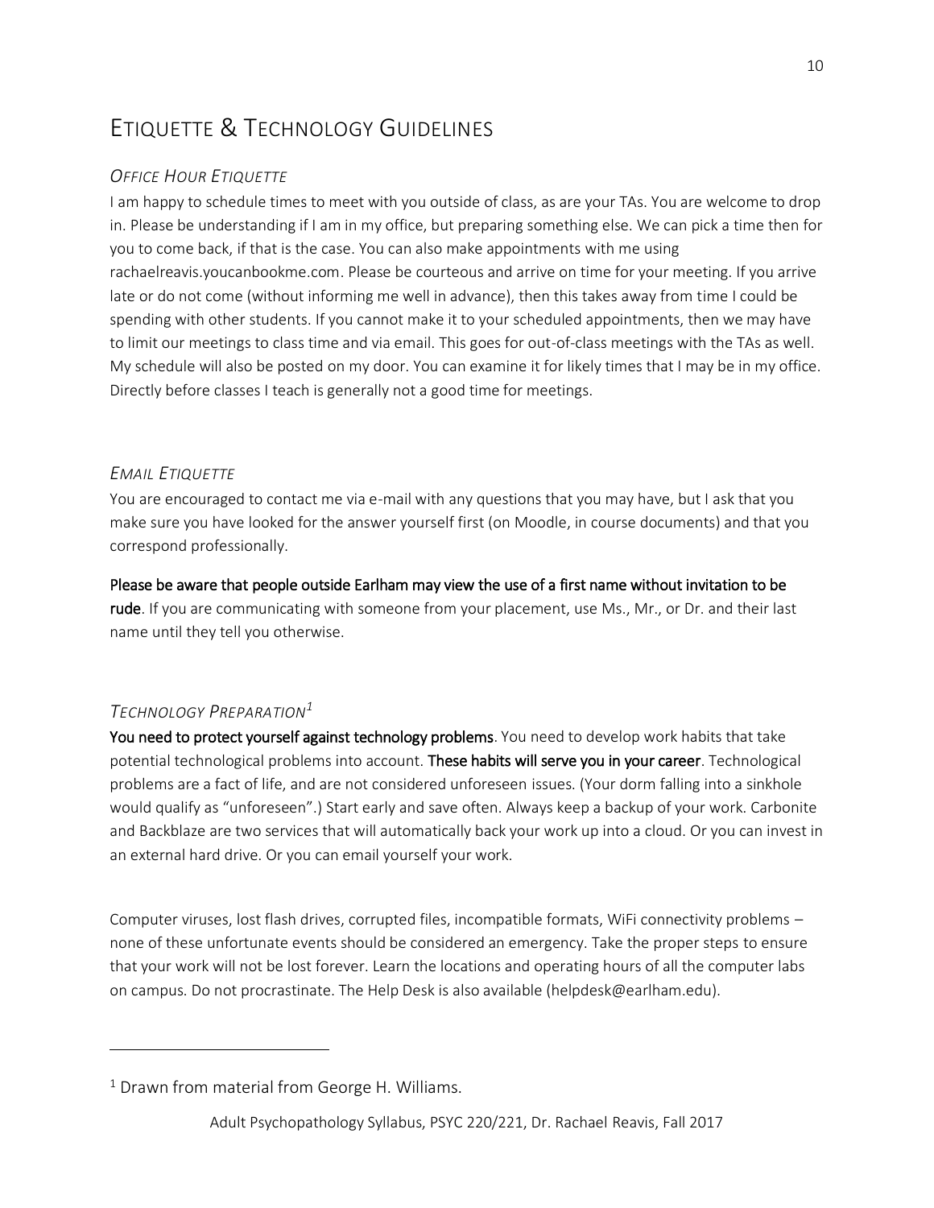# Etiquette & Technology Guidelines

### *Office Hour Etiquette*

I am happy to schedule times to meet with you outside of class, as are your TAs. You are welcome to drop in. Please be understanding if I am in my office, but preparing something else. We can pick a time then for you to come back, if that is the case. You can also make appointments with me using rachaelreavis.youcanbookme.com. Please be courteous and arrive on time for your meeting. If you arrive late or do not come (without informing me well in advance), then this takes away from time I could be spending with other students. If you cannot make it to your scheduled appointments, then we may have to limit our meetings to class time and via email. This goes for out-of-class meetings with the TAs as well. My schedule will also be posted on my door. You can examine it for likely times that I may be in my office. Directly before classes I teach is generally not a good time for meetings.

### *Email Etiquette*

You are encouraged to contact me via e-mail with any questions that you may have, but I ask that you make sure you have looked for the answer yourself first (on Moodle, in course documents) and that you correspond professionally.

**Please be aware that people outside Earlham may view the use of a first name without invitation to be rude**. If you are communicating with someone from your placement, use Ms., Mr., or Dr. and their last name until they tell you otherwise.

### *Technology Preparation*[1]

**You need to protect yourself against technology problems**. You need to develop work habits that take potential technological problems into account. **These habits will serve you in your career**. Technological problems are a fact of life, and are not considered unforeseen issues. (Your dorm falling into a sinkhole would qualify as "unforeseen".) Start early and save often. Always keep a backup of your work. Carbonite and Backblaze are two services that will automatically back your work up into a cloud. Or you can invest in an external hard drive. Or you can email yourself your work.

Computer viruses, lost flash drives, corrupted files, incompatible formats, WiFi connectivity problems – none of these unfortunate events should be considered an emergency. Take the proper steps to ensure that your work will not be lost forever. Learn the locations and operating hours of all the computer labs on campus. Do not procrastinate. The Help Desk is also available (helpdesk@earlham.edu).

---

[1] Drawn from material from George H. Williams.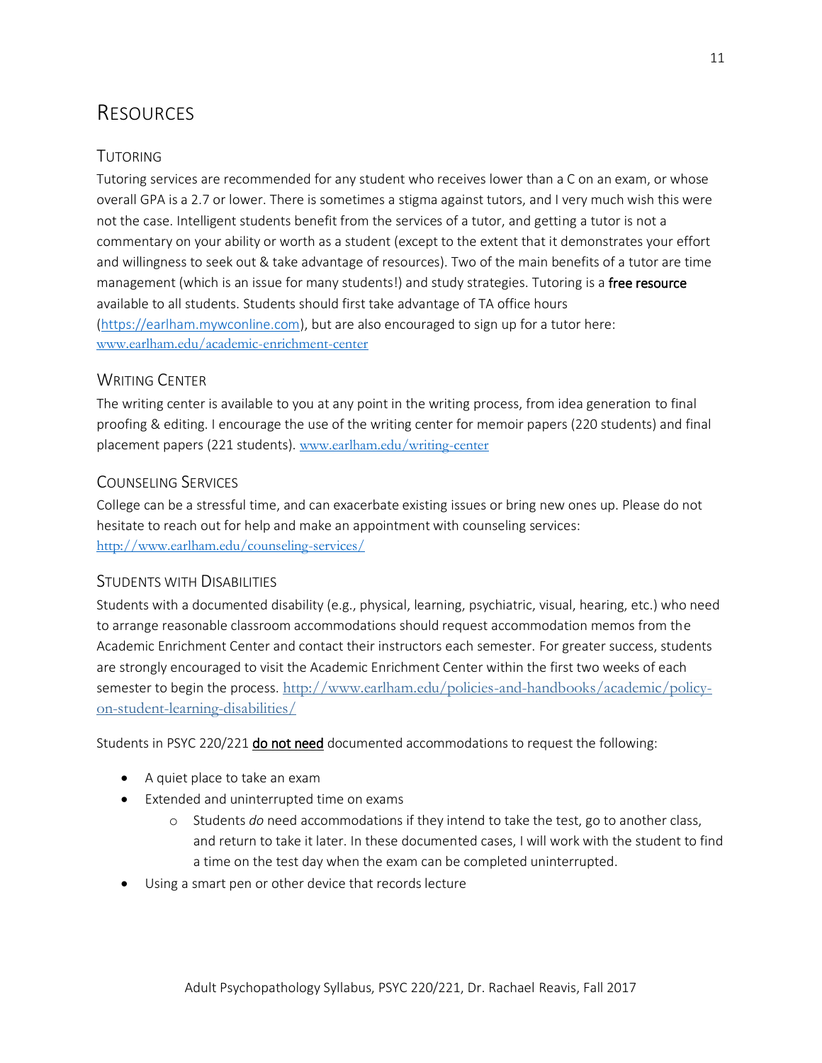# Resources

## Tutoring

Tutoring services are recommended for any student who receives lower than a C on an exam, or whose overall GPA is a 2.7 or lower. There is sometimes a stigma against tutors, and I very much wish this were not the case. Intelligent students benefit from the services of a tutor, and getting a tutor is not a commentary on your ability or worth as a student (except to the extent that it demonstrates your effort and willingness to seek out & take advantage of resources). Two of the main benefits of a tutor are time management (which is an issue for many students!) and study strategies. Tutoring is a **free resource** available to all students. Students should first take advantage of TA office hours (https://earlham.mywconline.com), but are also encouraged to sign up for a tutor here: www.earlham.edu/academic-enrichment-center

## Writing Center

The writing center is available to you at any point in the writing process, from idea generation to final proofing & editing. I encourage the use of the writing center for memoir papers (220 students) and final placement papers (221 students). www.earlham.edu/writing-center

## Counseling Services

College can be a stressful time, and can exacerbate existing issues or bring new ones up. Please do not hesitate to reach out for help and make an appointment with counseling services: http://www.earlham.edu/counseling-services/

## Students with Disabilities

Students with a documented disability (e.g., physical, learning, psychiatric, visual, hearing, etc.) who need to arrange reasonable classroom accommodations should request accommodation memos from the Academic Enrichment Center and contact their instructors each semester. For greater success, students are strongly encouraged to visit the Academic Enrichment Center within the first two weeks of each semester to begin the process. http://www.earlham.edu/policies-and-handbooks/academic/policy-on-student-learning-disabilities/

Students in PSYC 220/221 **do not need** documented accommodations to request the following:

- A quiet place to take an exam
- Extended and uninterrupted time on exams
  - Students *do* need accommodations if they intend to take the test, go to another class, and return to take it later. In these documented cases, I will work with the student to find a time on the test day when the exam can be completed uninterrupted.
- Using a smart pen or other device that records lecture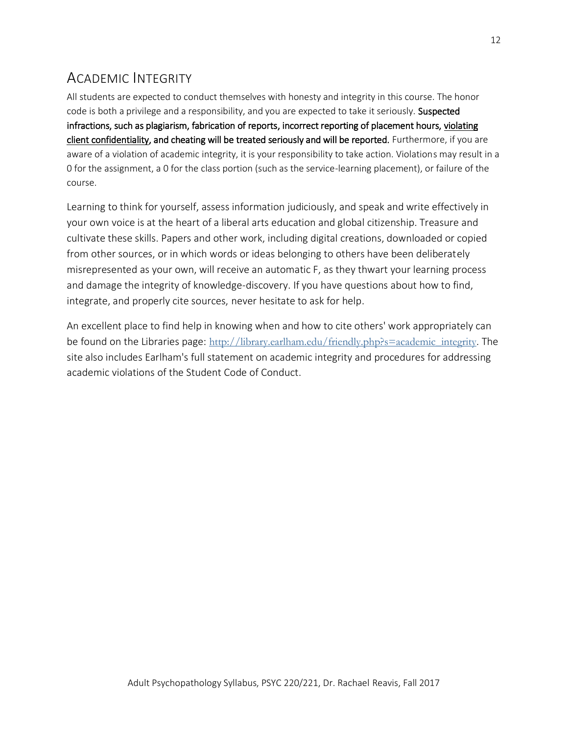## ACADEMIC INTEGRITY

All students are expected to conduct themselves with honesty and integrity in this course. The honor code is both a privilege and a responsibility, and you are expected to take it seriously. **Suspected infractions, such as plagiarism, fabrication of reports, incorrect reporting of placement hours, <u>violating client confidentiality</u>, and cheating will be treated seriously and will be reported.** Furthermore, if you are aware of a violation of academic integrity, it is your responsibility to take action. Violations may result in a 0 for the assignment, a 0 for the class portion (such as the service-learning placement), or failure of the course.

Learning to think for yourself, assess information judiciously, and speak and write effectively in your own voice is at the heart of a liberal arts education and global citizenship. Treasure and cultivate these skills. Papers and other work, including digital creations, downloaded or copied from other sources, or in which words or ideas belonging to others have been deliberately misrepresented as your own, will receive an automatic F, as they thwart your learning process and damage the integrity of knowledge-discovery. If you have questions about how to find, integrate, and properly cite sources, never hesitate to ask for help.

An excellent place to find help in knowing when and how to cite others' work appropriately can be found on the Libraries page: [http://library.earlham.edu/friendly.php?s=academic_integrity](http://library.earlham.edu/friendly.php?s=academic_integrity). The site also includes Earlham's full statement on academic integrity and procedures for addressing academic violations of the Student Code of Conduct.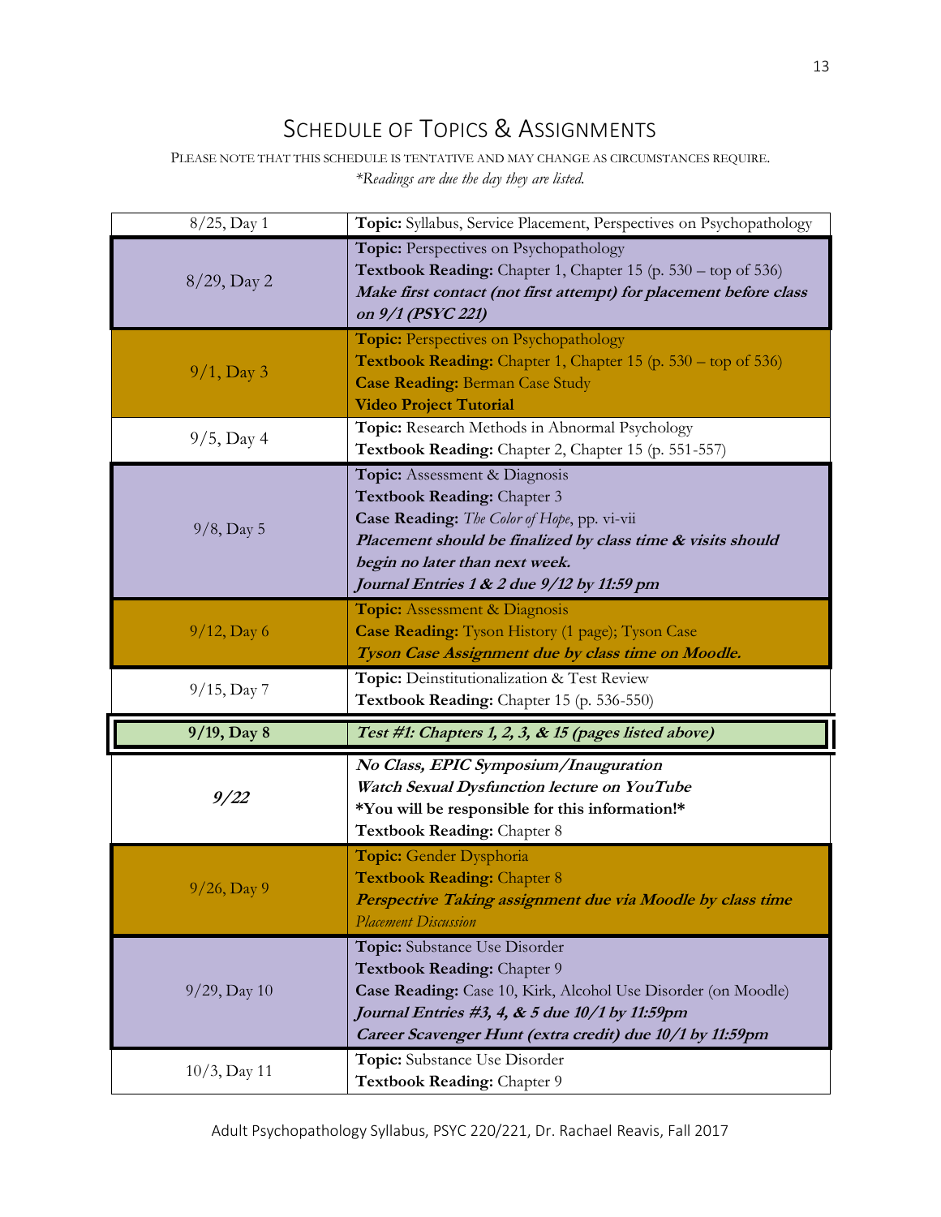# Schedule of Topics & Assignments

Please note that this schedule is tentative and may change as circumstances require.

*\*Readings are due the day they are listed.*

| | |
|---|---|
| 8/25, Day 1 | **Topic:** Syllabus, Service Placement, Perspectives on Psychopathology |
| 8/29, Day 2 | **Topic:** Perspectives on Psychopathology<br>**Textbook Reading:** Chapter 1, Chapter 15 (p. 530 – top of 536)<br>***Make first contact (not first attempt) for placement before class on 9/1 (PSYC 221)*** |
| 9/1, Day 3 | **Topic:** Perspectives on Psychopathology<br>**Textbook Reading:** Chapter 1, Chapter 15 (p. 530 – top of 536)<br>**Case Reading:** Berman Case Study<br>**Video Project Tutorial** |
| 9/5, Day 4 | **Topic:** Research Methods in Abnormal Psychology<br>**Textbook Reading:** Chapter 2, Chapter 15 (p. 551-557) |
| 9/8, Day 5 | **Topic:** Assessment & Diagnosis<br>**Textbook Reading:** Chapter 3<br>**Case Reading:** *The Color of Hope*, pp. vi-vii<br>***Placement should be finalized by class time & visits should begin no later than next week.***<br>***Journal Entries 1 & 2 due 9/12 by 11:59 pm*** |
| 9/12, Day 6 | **Topic:** Assessment & Diagnosis<br>**Case Reading:** Tyson History (1 page); Tyson Case<br>***Tyson Case Assignment due by class time on Moodle.*** |
| 9/15, Day 7 | **Topic:** Deinstitutionalization & Test Review<br>**Textbook Reading:** Chapter 15 (p. 536-550) |
| **9/19, Day 8** | ***Test #1: Chapters 1, 2, 3, & 15 (pages listed above)*** |
| ***9/22*** | ***No Class, EPIC Symposium/Inauguration***<br>***Watch Sexual Dysfunction lecture on YouTube***<br>**\*You will be responsible for this information!\***<br>**Textbook Reading:** Chapter 8 |
| 9/26, Day 9 | **Topic:** Gender Dysphoria<br>**Textbook Reading:** Chapter 8<br>***Perspective Taking assignment due via Moodle by class time***<br>*Placement Discussion* |
| 9/29, Day 10 | **Topic:** Substance Use Disorder<br>**Textbook Reading:** Chapter 9<br>**Case Reading:** Case 10, Kirk, Alcohol Use Disorder (on Moodle)<br>***Journal Entries #3, 4, & 5 due 10/1 by 11:59pm***<br>***Career Scavenger Hunt (extra credit) due 10/1 by 11:59pm*** |
| 10/3, Day 11 | **Topic:** Substance Use Disorder<br>**Textbook Reading:** Chapter 9 |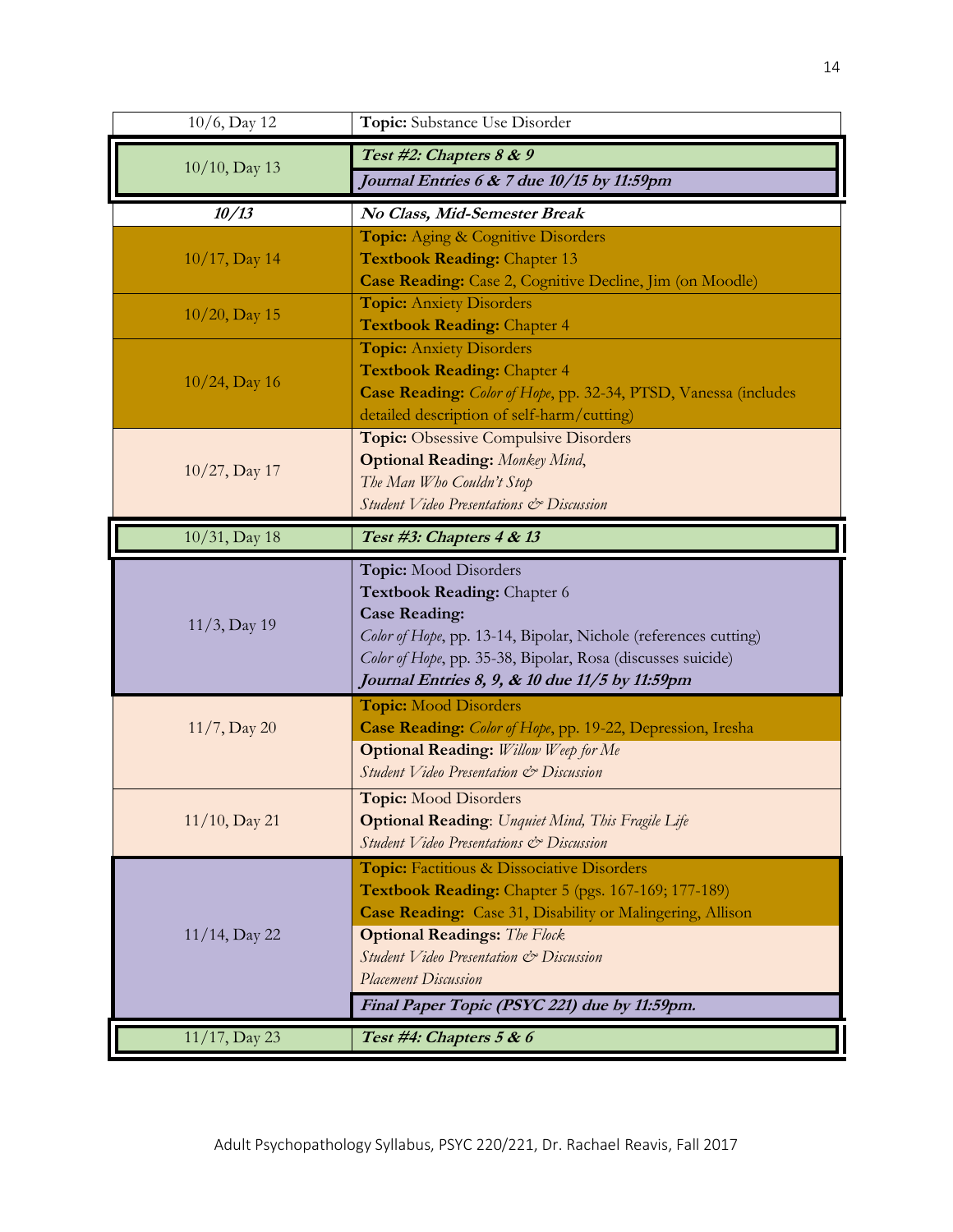| Date | Content |
|---|---|
| 10/6, Day 12 | **Topic:** Substance Use Disorder |
| 10/10, Day 13 | ***Test #2: Chapters 8 & 9*** <br> ***Journal Entries 6 & 7 due 10/15 by 11:59pm*** |
| ***10/13*** | ***No Class, Mid-Semester Break*** |
| 10/17, Day 14 | **Topic:** Aging & Cognitive Disorders <br> **Textbook Reading:** Chapter 13 <br> **Case Reading:** Case 2, Cognitive Decline, Jim (on Moodle) |
| 10/20, Day 15 | **Topic:** Anxiety Disorders <br> **Textbook Reading:** Chapter 4 |
| 10/24, Day 16 | **Topic:** Anxiety Disorders <br> **Textbook Reading:** Chapter 4 <br> **Case Reading:** *Color of Hope*, pp. 32-34, PTSD, Vanessa (includes detailed description of self-harm/cutting) |
| 10/27, Day 17 | **Topic:** Obsessive Compulsive Disorders <br> **Optional Reading:** *Monkey Mind*, <br> *The Man Who Couldn't Stop* <br> *Student Video Presentations & Discussion* |
| 10/31, Day 18 | ***Test #3: Chapters 4 & 13*** |
| 11/3, Day 19 | **Topic:** Mood Disorders <br> **Textbook Reading:** Chapter 6 <br> **Case Reading:** <br> *Color of Hope*, pp. 13-14, Bipolar, Nichole (references cutting) <br> *Color of Hope*, pp. 35-38, Bipolar, Rosa (discusses suicide) <br> ***Journal Entries 8, 9, & 10 due 11/5 by 11:59pm*** |
| 11/7, Day 20 | **Topic:** Mood Disorders <br> **Case Reading:** *Color of Hope*, pp. 19-22, Depression, Iresha <br> **Optional Reading:** *Willow Weep for Me* <br> *Student Video Presentation & Discussion* |
| 11/10, Day 21 | **Topic:** Mood Disorders <br> **Optional Reading**: *Unquiet Mind, This Fragile Life* <br> *Student Video Presentations & Discussion* |
| 11/14, Day 22 | **Topic:** Factitious & Dissociative Disorders <br> **Textbook Reading:** Chapter 5 (pgs. 167-169; 177-189) <br> **Case Reading:** Case 31, Disability or Malingering, Allison <br> **Optional Readings:** *The Flock* <br> *Student Video Presentation & Discussion* <br> *Placement Discussion* <br> ***Final Paper Topic (PSYC 221) due by 11:59pm.*** |
| 11/17, Day 23 | ***Test #4: Chapters 5 & 6*** |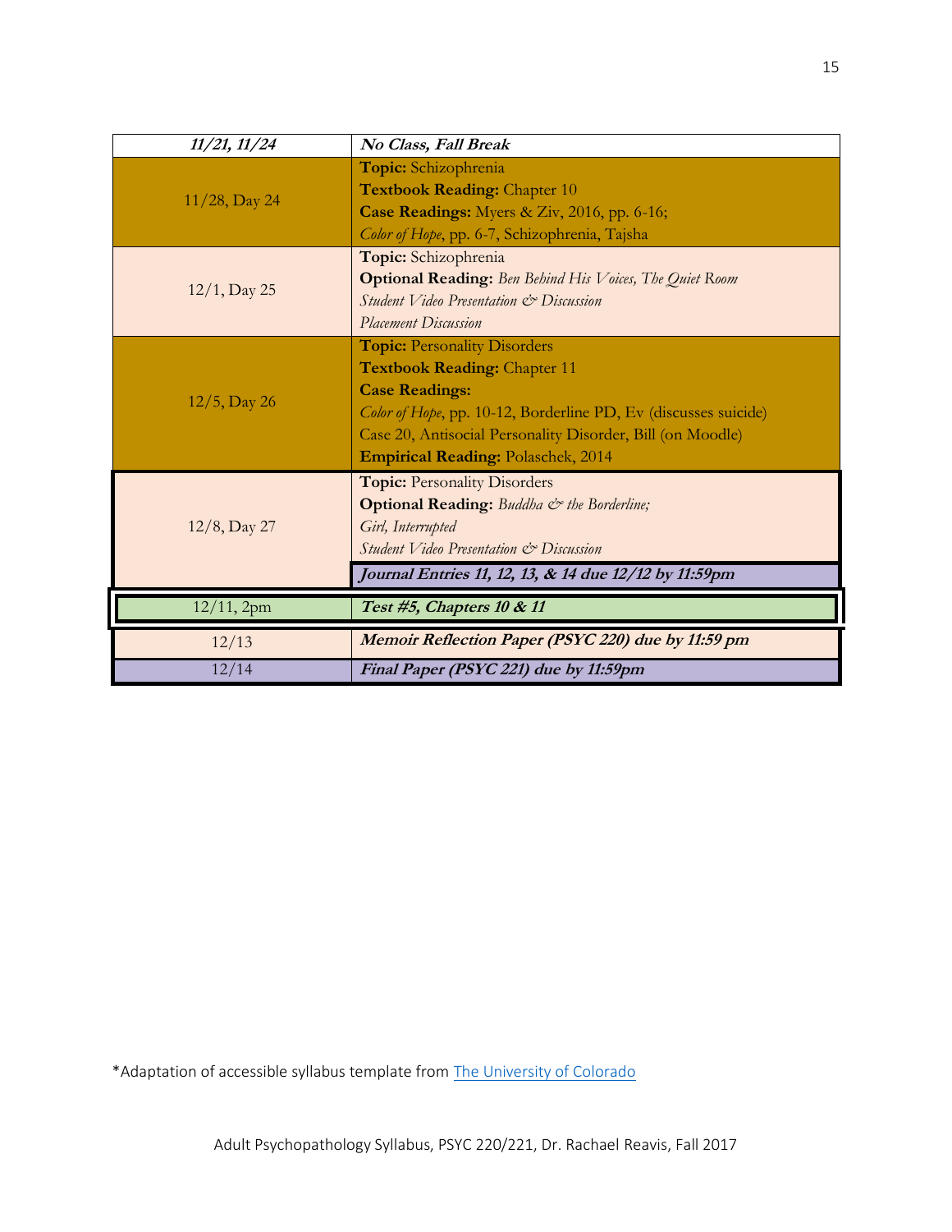| | |
|---|---|
| ***11/21, 11/24*** | ***No Class, Fall Break*** |
| 11/28, Day 24 | **Topic:** Schizophrenia<br>**Textbook Reading:** Chapter 10<br>**Case Readings:** Myers & Ziv, 2016, pp. 6-16;<br>*Color of Hope*, pp. 6-7, Schizophrenia, Tajsha |
| 12/1, Day 25 | **Topic:** Schizophrenia<br>**Optional Reading:** *Ben Behind His Voices, The Quiet Room*<br>*Student Video Presentation & Discussion*<br>*Placement Discussion* |
| 12/5, Day 26 | **Topic:** Personality Disorders<br>**Textbook Reading:** Chapter 11<br>**Case Readings:**<br>*Color of Hope*, pp. 10-12, Borderline PD, Ev (discusses suicide)<br>Case 20, Antisocial Personality Disorder, Bill (on Moodle)<br>**Empirical Reading:** Polaschek, 2014 |
| 12/8, Day 27 | **Topic:** Personality Disorders<br>**Optional Reading:** *Buddha & the Borderline;*<br>*Girl, Interrupted*<br>*Student Video Presentation & Discussion*<br>***Journal Entries 11, 12, 13, & 14 due 12/12 by 11:59pm*** |
| 12/11, 2pm | ***Test #5, Chapters 10 & 11*** |
| 12/13 | ***Memoir Reflection Paper (PSYC 220) due by 11:59 pm*** |
| 12/14 | ***Final Paper (PSYC 221) due by 11:59pm*** |

*Adaptation of accessible syllabus template from The University of Colorado